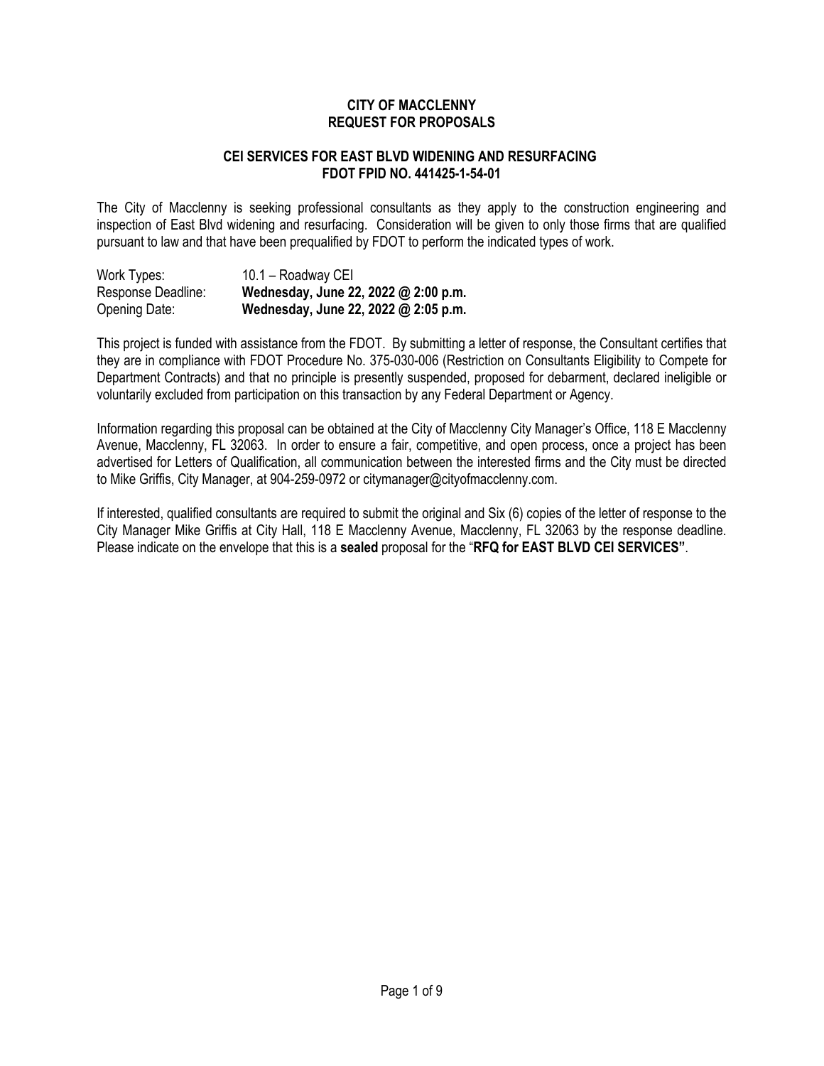# CITY OF MACCLENNY
# REQUEST FOR PROPOSALS

## CEI SERVICES FOR EAST BLVD WIDENING AND RESURFACING
## FDOT FPID NO. 441425-1-54-01

The City of Macclenny is seeking professional consultants as they apply to the construction engineering and inspection of East Blvd widening and resurfacing. Consideration will be given to only those firms that are qualified pursuant to law and that have been prequalified by FDOT to perform the indicated types of work.

Work Types: 10.1 – Roadway CEI
Response Deadline: **Wednesday, June 22, 2022 @ 2:00 p.m.**
Opening Date: **Wednesday, June 22, 2022 @ 2:05 p.m.**

This project is funded with assistance from the FDOT. By submitting a letter of response, the Consultant certifies that they are in compliance with FDOT Procedure No. 375-030-006 (Restriction on Consultants Eligibility to Compete for Department Contracts) and that no principle is presently suspended, proposed for debarment, declared ineligible or voluntarily excluded from participation on this transaction by any Federal Department or Agency.

Information regarding this proposal can be obtained at the City of Macclenny City Manager's Office, 118 E Macclenny Avenue, Macclenny, FL 32063. In order to ensure a fair, competitive, and open process, once a project has been advertised for Letters of Qualification, all communication between the interested firms and the City must be directed to Mike Griffis, City Manager, at 904-259-0972 or citymanager@cityofmacclenny.com.

If interested, qualified consultants are required to submit the original and Six (6) copies of the letter of response to the City Manager Mike Griffis at City Hall, 118 E Macclenny Avenue, Macclenny, FL 32063 by the response deadline. Please indicate on the envelope that this is a **sealed** proposal for the "**RFQ for EAST BLVD CEI SERVICES"**.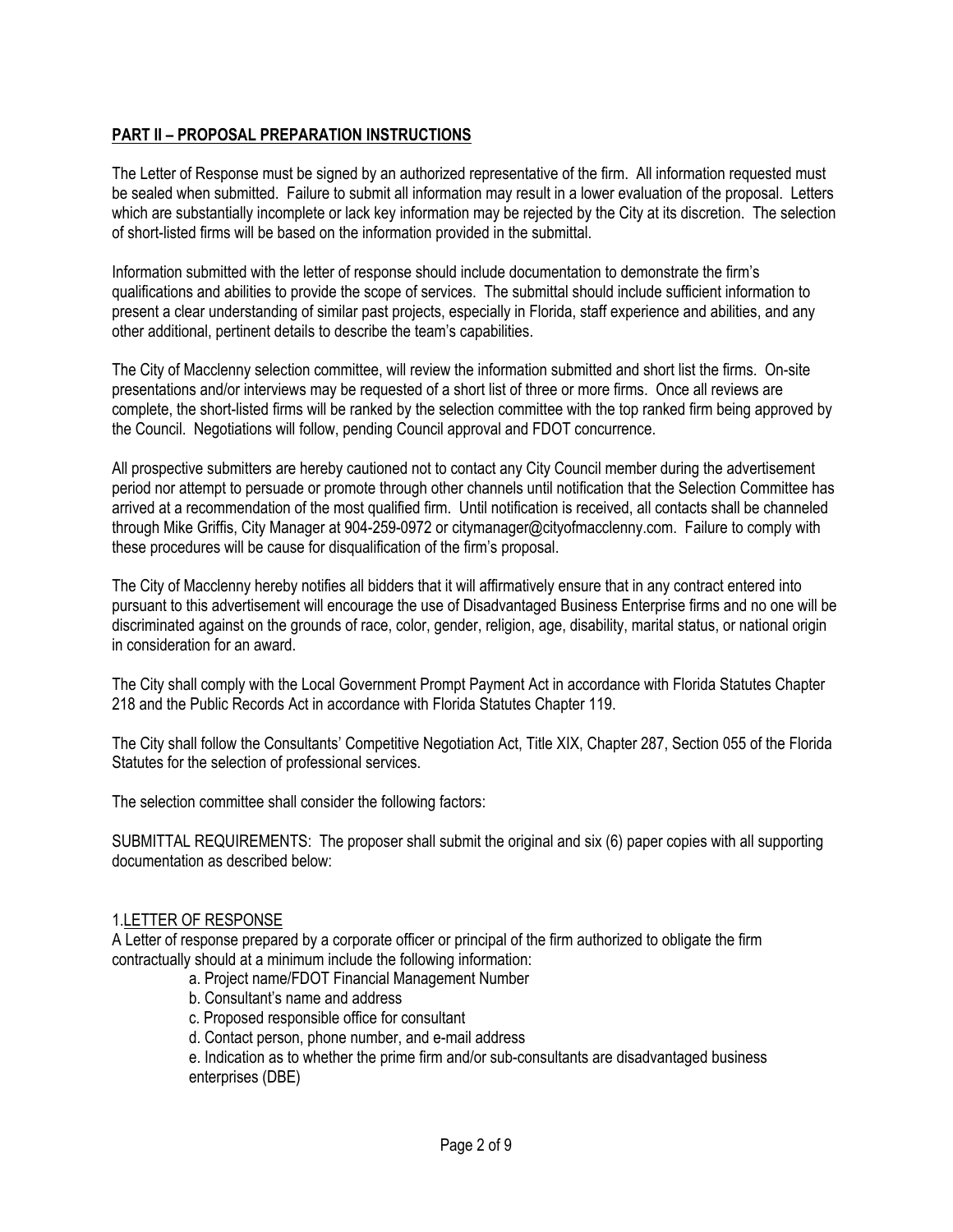## PART II – PROPOSAL PREPARATION INSTRUCTIONS

The Letter of Response must be signed by an authorized representative of the firm. All information requested must be sealed when submitted. Failure to submit all information may result in a lower evaluation of the proposal. Letters which are substantially incomplete or lack key information may be rejected by the City at its discretion. The selection of short-listed firms will be based on the information provided in the submittal.

Information submitted with the letter of response should include documentation to demonstrate the firm's qualifications and abilities to provide the scope of services. The submittal should include sufficient information to present a clear understanding of similar past projects, especially in Florida, staff experience and abilities, and any other additional, pertinent details to describe the team's capabilities.

The City of Macclenny selection committee, will review the information submitted and short list the firms. On-site presentations and/or interviews may be requested of a short list of three or more firms. Once all reviews are complete, the short-listed firms will be ranked by the selection committee with the top ranked firm being approved by the Council. Negotiations will follow, pending Council approval and FDOT concurrence.

All prospective submitters are hereby cautioned not to contact any City Council member during the advertisement period nor attempt to persuade or promote through other channels until notification that the Selection Committee has arrived at a recommendation of the most qualified firm. Until notification is received, all contacts shall be channeled through Mike Griffis, City Manager at 904-259-0972 or citymanager@cityofmacclenny.com. Failure to comply with these procedures will be cause for disqualification of the firm's proposal.

The City of Macclenny hereby notifies all bidders that it will affirmatively ensure that in any contract entered into pursuant to this advertisement will encourage the use of Disadvantaged Business Enterprise firms and no one will be discriminated against on the grounds of race, color, gender, religion, age, disability, marital status, or national origin in consideration for an award.

The City shall comply with the Local Government Prompt Payment Act in accordance with Florida Statutes Chapter 218 and the Public Records Act in accordance with Florida Statutes Chapter 119.

The City shall follow the Consultants' Competitive Negotiation Act, Title XIX, Chapter 287, Section 055 of the Florida Statutes for the selection of professional services.

The selection committee shall consider the following factors:

SUBMITTAL REQUIREMENTS: The proposer shall submit the original and six (6) paper copies with all supporting documentation as described below:

1. LETTER OF RESPONSE

A Letter of response prepared by a corporate officer or principal of the firm authorized to obligate the firm contractually should at a minimum include the following information:

- a. Project name/FDOT Financial Management Number
- b. Consultant's name and address
- c. Proposed responsible office for consultant
- d. Contact person, phone number, and e-mail address
- e. Indication as to whether the prime firm and/or sub-consultants are disadvantaged business enterprises (DBE)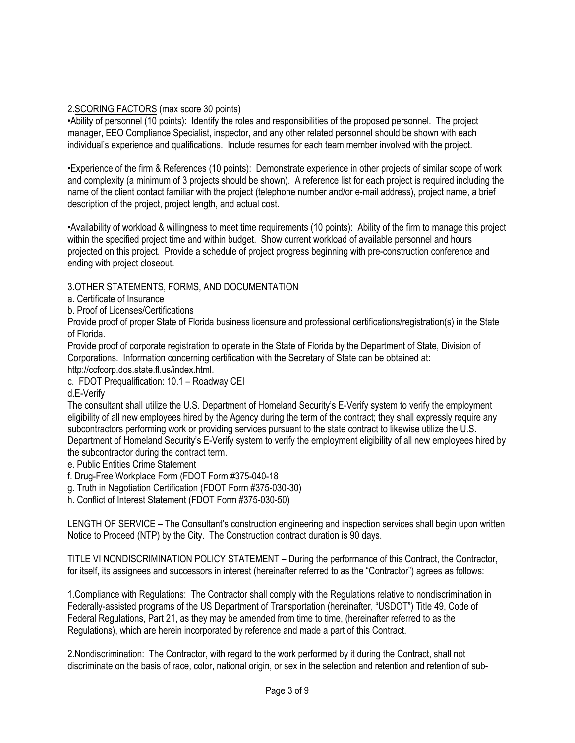2. <u>SCORING FACTORS</u> (max score 30 points)

- Ability of personnel (10 points): Identify the roles and responsibilities of the proposed personnel. The project manager, EEO Compliance Specialist, inspector, and any other related personnel should be shown with each individual's experience and qualifications. Include resumes for each team member involved with the project.

- Experience of the firm & References (10 points): Demonstrate experience in other projects of similar scope of work and complexity (a minimum of 3 projects should be shown). A reference list for each project is required including the name of the client contact familiar with the project (telephone number and/or e-mail address), project name, a brief description of the project, project length, and actual cost.

- Availability of workload & willingness to meet time requirements (10 points): Ability of the firm to manage this project within the specified project time and within budget. Show current workload of available personnel and hours projected on this project. Provide a schedule of project progress beginning with pre-construction conference and ending with project closeout.

3. <u>OTHER STATEMENTS, FORMS, AND DOCUMENTATION</u>

a. Certificate of Insurance

b. Proof of Licenses/Certifications

Provide proof of proper State of Florida business licensure and professional certifications/registration(s) in the State of Florida.

Provide proof of corporate registration to operate in the State of Florida by the Department of State, Division of Corporations. Information concerning certification with the Secretary of State can be obtained at: http://ccfcorp.dos.state.fl.us/index.html.

c. FDOT Prequalification: 10.1 – Roadway CEI

d. E-Verify

The consultant shall utilize the U.S. Department of Homeland Security's E-Verify system to verify the employment eligibility of all new employees hired by the Agency during the term of the contract; they shall expressly require any subcontractors performing work or providing services pursuant to the state contract to likewise utilize the U.S. Department of Homeland Security's E-Verify system to verify the employment eligibility of all new employees hired by the subcontractor during the contract term.

e. Public Entities Crime Statement

f. Drug-Free Workplace Form (FDOT Form #375-040-18

g. Truth in Negotiation Certification (FDOT Form #375-030-30)

h. Conflict of Interest Statement (FDOT Form #375-030-50)

LENGTH OF SERVICE – The Consultant's construction engineering and inspection services shall begin upon written Notice to Proceed (NTP) by the City. The Construction contract duration is 90 days.

TITLE VI NONDISCRIMINATION POLICY STATEMENT – During the performance of this Contract, the Contractor, for itself, its assignees and successors in interest (hereinafter referred to as the "Contractor") agrees as follows:

1. Compliance with Regulations: The Contractor shall comply with the Regulations relative to nondiscrimination in Federally-assisted programs of the US Department of Transportation (hereinafter, "USDOT") Title 49, Code of Federal Regulations, Part 21, as they may be amended from time to time, (hereinafter referred to as the Regulations), which are herein incorporated by reference and made a part of this Contract.

2. Nondiscrimination: The Contractor, with regard to the work performed by it during the Contract, shall not discriminate on the basis of race, color, national origin, or sex in the selection and retention and retention of sub-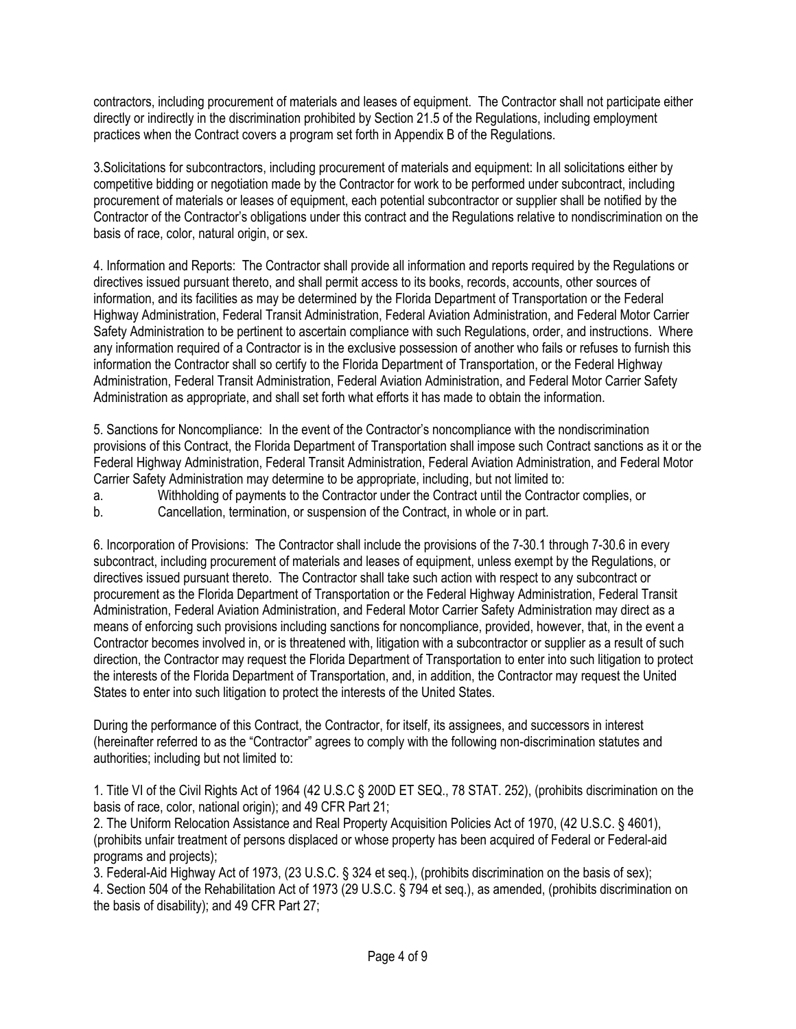contractors, including procurement of materials and leases of equipment. The Contractor shall not participate either directly or indirectly in the discrimination prohibited by Section 21.5 of the Regulations, including employment practices when the Contract covers a program set forth in Appendix B of the Regulations.

3.Solicitations for subcontractors, including procurement of materials and equipment: In all solicitations either by competitive bidding or negotiation made by the Contractor for work to be performed under subcontract, including procurement of materials or leases of equipment, each potential subcontractor or supplier shall be notified by the Contractor of the Contractor's obligations under this contract and the Regulations relative to nondiscrimination on the basis of race, color, natural origin, or sex.

4. Information and Reports: The Contractor shall provide all information and reports required by the Regulations or directives issued pursuant thereto, and shall permit access to its books, records, accounts, other sources of information, and its facilities as may be determined by the Florida Department of Transportation or the Federal Highway Administration, Federal Transit Administration, Federal Aviation Administration, and Federal Motor Carrier Safety Administration to be pertinent to ascertain compliance with such Regulations, order, and instructions. Where any information required of a Contractor is in the exclusive possession of another who fails or refuses to furnish this information the Contractor shall so certify to the Florida Department of Transportation, or the Federal Highway Administration, Federal Transit Administration, Federal Aviation Administration, and Federal Motor Carrier Safety Administration as appropriate, and shall set forth what efforts it has made to obtain the information.

5. Sanctions for Noncompliance: In the event of the Contractor's noncompliance with the nondiscrimination provisions of this Contract, the Florida Department of Transportation shall impose such Contract sanctions as it or the Federal Highway Administration, Federal Transit Administration, Federal Aviation Administration, and Federal Motor Carrier Safety Administration may determine to be appropriate, including, but not limited to:

a. Withholding of payments to the Contractor under the Contract until the Contractor complies, or

b. Cancellation, termination, or suspension of the Contract, in whole or in part.

6. Incorporation of Provisions: The Contractor shall include the provisions of the 7-30.1 through 7-30.6 in every subcontract, including procurement of materials and leases of equipment, unless exempt by the Regulations, or directives issued pursuant thereto. The Contractor shall take such action with respect to any subcontract or procurement as the Florida Department of Transportation or the Federal Highway Administration, Federal Transit Administration, Federal Aviation Administration, and Federal Motor Carrier Safety Administration may direct as a means of enforcing such provisions including sanctions for noncompliance, provided, however, that, in the event a Contractor becomes involved in, or is threatened with, litigation with a subcontractor or supplier as a result of such direction, the Contractor may request the Florida Department of Transportation to enter into such litigation to protect the interests of the Florida Department of Transportation, and, in addition, the Contractor may request the United States to enter into such litigation to protect the interests of the United States.

During the performance of this Contract, the Contractor, for itself, its assignees, and successors in interest (hereinafter referred to as the "Contractor" agrees to comply with the following non-discrimination statutes and authorities; including but not limited to:

1. Title VI of the Civil Rights Act of 1964 (42 U.S.C § 200D ET SEQ., 78 STAT. 252), (prohibits discrimination on the basis of race, color, national origin); and 49 CFR Part 21;
2. The Uniform Relocation Assistance and Real Property Acquisition Policies Act of 1970, (42 U.S.C. § 4601), (prohibits unfair treatment of persons displaced or whose property has been acquired of Federal or Federal-aid programs and projects);
3. Federal-Aid Highway Act of 1973, (23 U.S.C. § 324 et seq.), (prohibits discrimination on the basis of sex);
4. Section 504 of the Rehabilitation Act of 1973 (29 U.S.C. § 794 et seq.), as amended, (prohibits discrimination on the basis of disability); and 49 CFR Part 27;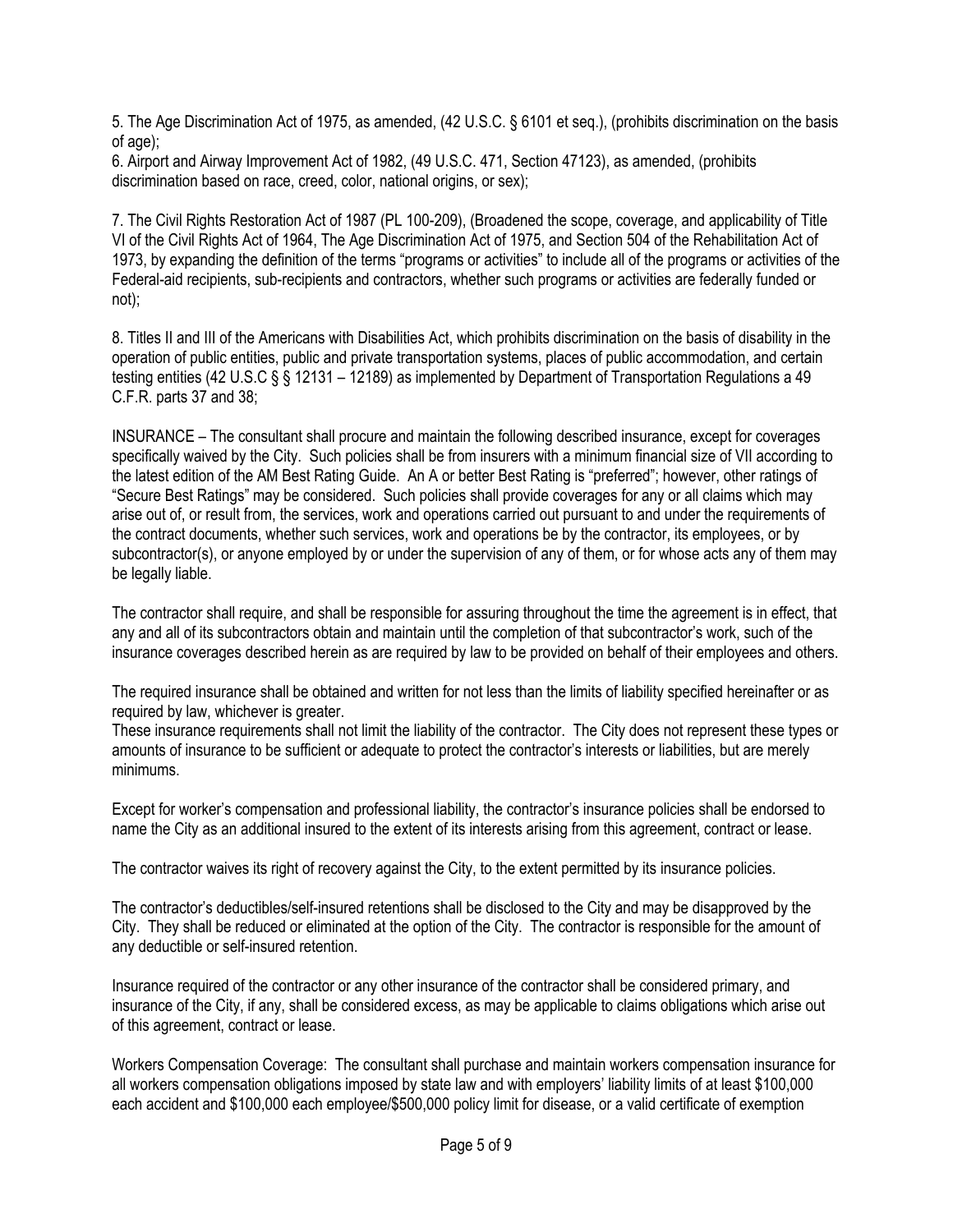5. The Age Discrimination Act of 1975, as amended, (42 U.S.C. § 6101 et seq.), (prohibits discrimination on the basis of age);
6. Airport and Airway Improvement Act of 1982, (49 U.S.C. 471, Section 47123), as amended, (prohibits discrimination based on race, creed, color, national origins, or sex);

7. The Civil Rights Restoration Act of 1987 (PL 100-209), (Broadened the scope, coverage, and applicability of Title VI of the Civil Rights Act of 1964, The Age Discrimination Act of 1975, and Section 504 of the Rehabilitation Act of 1973, by expanding the definition of the terms "programs or activities" to include all of the programs or activities of the Federal-aid recipients, sub-recipients and contractors, whether such programs or activities are federally funded or not);

8. Titles II and III of the Americans with Disabilities Act, which prohibits discrimination on the basis of disability in the operation of public entities, public and private transportation systems, places of public accommodation, and certain testing entities (42 U.S.C § § 12131 – 12189) as implemented by Department of Transportation Regulations a 49 C.F.R. parts 37 and 38;

INSURANCE – The consultant shall procure and maintain the following described insurance, except for coverages specifically waived by the City. Such policies shall be from insurers with a minimum financial size of VII according to the latest edition of the AM Best Rating Guide. An A or better Best Rating is "preferred"; however, other ratings of "Secure Best Ratings" may be considered. Such policies shall provide coverages for any or all claims which may arise out of, or result from, the services, work and operations carried out pursuant to and under the requirements of the contract documents, whether such services, work and operations be by the contractor, its employees, or by subcontractor(s), or anyone employed by or under the supervision of any of them, or for whose acts any of them may be legally liable.

The contractor shall require, and shall be responsible for assuring throughout the time the agreement is in effect, that any and all of its subcontractors obtain and maintain until the completion of that subcontractor's work, such of the insurance coverages described herein as are required by law to be provided on behalf of their employees and others.

The required insurance shall be obtained and written for not less than the limits of liability specified hereinafter or as required by law, whichever is greater.
These insurance requirements shall not limit the liability of the contractor. The City does not represent these types or amounts of insurance to be sufficient or adequate to protect the contractor's interests or liabilities, but are merely minimums.

Except for worker's compensation and professional liability, the contractor's insurance policies shall be endorsed to name the City as an additional insured to the extent of its interests arising from this agreement, contract or lease.

The contractor waives its right of recovery against the City, to the extent permitted by its insurance policies.

The contractor's deductibles/self-insured retentions shall be disclosed to the City and may be disapproved by the City. They shall be reduced or eliminated at the option of the City. The contractor is responsible for the amount of any deductible or self-insured retention.

Insurance required of the contractor or any other insurance of the contractor shall be considered primary, and insurance of the City, if any, shall be considered excess, as may be applicable to claims obligations which arise out of this agreement, contract or lease.

Workers Compensation Coverage: The consultant shall purchase and maintain workers compensation insurance for all workers compensation obligations imposed by state law and with employers' liability limits of at least $100,000 each accident and $100,000 each employee/$500,000 policy limit for disease, or a valid certificate of exemption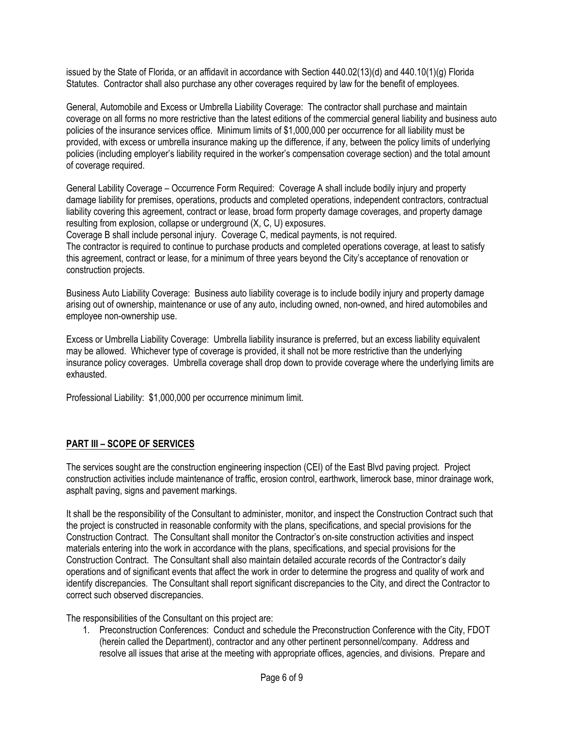issued by the State of Florida, or an affidavit in accordance with Section 440.02(13)(d) and 440.10(1)(g) Florida Statutes. Contractor shall also purchase any other coverages required by law for the benefit of employees.

General, Automobile and Excess or Umbrella Liability Coverage: The contractor shall purchase and maintain coverage on all forms no more restrictive than the latest editions of the commercial general liability and business auto policies of the insurance services office. Minimum limits of $1,000,000 per occurrence for all liability must be provided, with excess or umbrella insurance making up the difference, if any, between the policy limits of underlying policies (including employer's liability required in the worker's compensation coverage section) and the total amount of coverage required.

General Lability Coverage – Occurrence Form Required: Coverage A shall include bodily injury and property damage liability for premises, operations, products and completed operations, independent contractors, contractual liability covering this agreement, contract or lease, broad form property damage coverages, and property damage resulting from explosion, collapse or underground (X, C, U) exposures.
Coverage B shall include personal injury. Coverage C, medical payments, is not required.
The contractor is required to continue to purchase products and completed operations coverage, at least to satisfy this agreement, contract or lease, for a minimum of three years beyond the City's acceptance of renovation or construction projects.

Business Auto Liability Coverage: Business auto liability coverage is to include bodily injury and property damage arising out of ownership, maintenance or use of any auto, including owned, non-owned, and hired automobiles and employee non-ownership use.

Excess or Umbrella Liability Coverage: Umbrella liability insurance is preferred, but an excess liability equivalent may be allowed. Whichever type of coverage is provided, it shall not be more restrictive than the underlying insurance policy coverages. Umbrella coverage shall drop down to provide coverage where the underlying limits are exhausted.

Professional Liability: $1,000,000 per occurrence minimum limit.

## PART III – SCOPE OF SERVICES

The services sought are the construction engineering inspection (CEI) of the East Blvd paving project. Project construction activities include maintenance of traffic, erosion control, earthwork, limerock base, minor drainage work, asphalt paving, signs and pavement markings.

It shall be the responsibility of the Consultant to administer, monitor, and inspect the Construction Contract such that the project is constructed in reasonable conformity with the plans, specifications, and special provisions for the Construction Contract. The Consultant shall monitor the Contractor's on-site construction activities and inspect materials entering into the work in accordance with the plans, specifications, and special provisions for the Construction Contract. The Consultant shall also maintain detailed accurate records of the Contractor's daily operations and of significant events that affect the work in order to determine the progress and quality of work and identify discrepancies. The Consultant shall report significant discrepancies to the City, and direct the Contractor to correct such observed discrepancies.

The responsibilities of the Consultant on this project are:

1. Preconstruction Conferences: Conduct and schedule the Preconstruction Conference with the City, FDOT (herein called the Department), contractor and any other pertinent personnel/company. Address and resolve all issues that arise at the meeting with appropriate offices, agencies, and divisions. Prepare and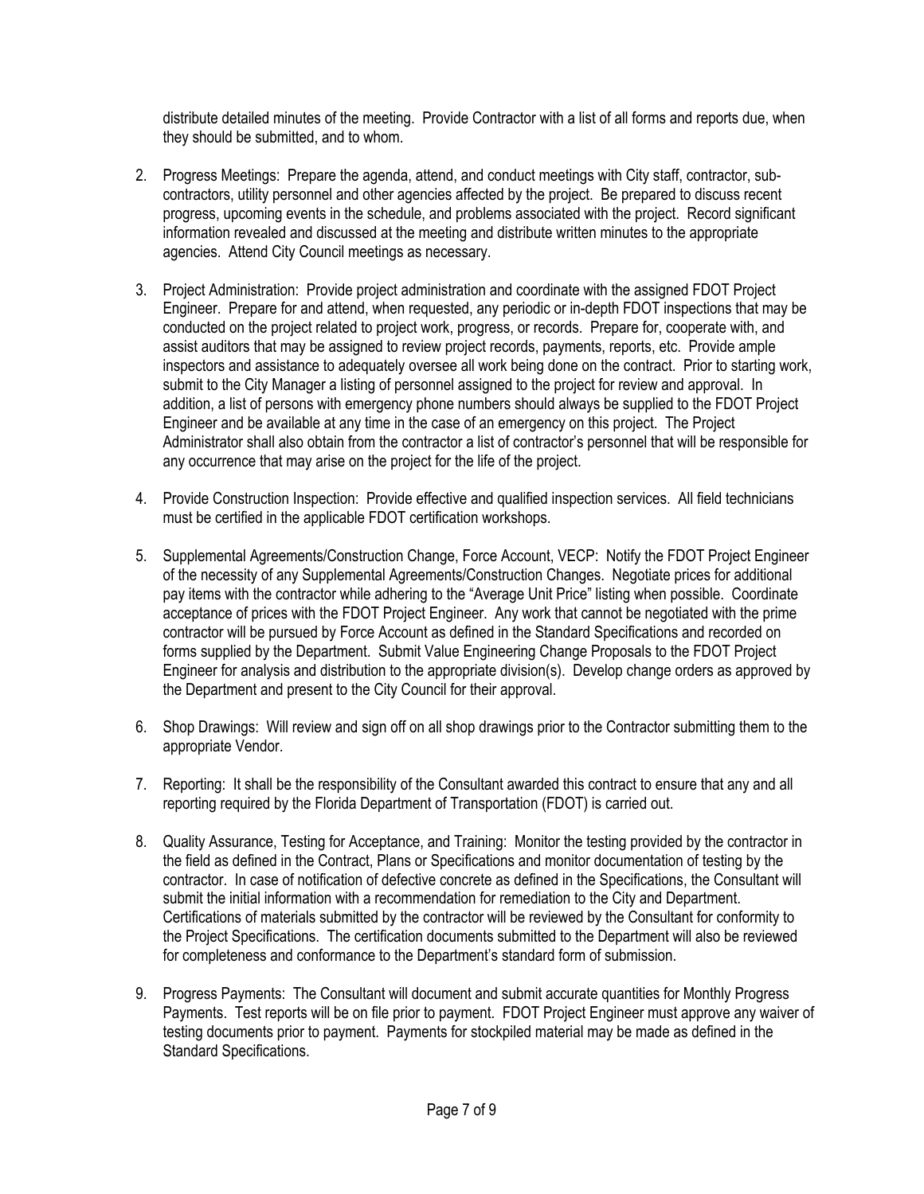distribute detailed minutes of the meeting. Provide Contractor with a list of all forms and reports due, when they should be submitted, and to whom.

2. Progress Meetings: Prepare the agenda, attend, and conduct meetings with City staff, contractor, sub-contractors, utility personnel and other agencies affected by the project. Be prepared to discuss recent progress, upcoming events in the schedule, and problems associated with the project. Record significant information revealed and discussed at the meeting and distribute written minutes to the appropriate agencies. Attend City Council meetings as necessary.

3. Project Administration: Provide project administration and coordinate with the assigned FDOT Project Engineer. Prepare for and attend, when requested, any periodic or in-depth FDOT inspections that may be conducted on the project related to project work, progress, or records. Prepare for, cooperate with, and assist auditors that may be assigned to review project records, payments, reports, etc. Provide ample inspectors and assistance to adequately oversee all work being done on the contract. Prior to starting work, submit to the City Manager a listing of personnel assigned to the project for review and approval. In addition, a list of persons with emergency phone numbers should always be supplied to the FDOT Project Engineer and be available at any time in the case of an emergency on this project. The Project Administrator shall also obtain from the contractor a list of contractor's personnel that will be responsible for any occurrence that may arise on the project for the life of the project.

4. Provide Construction Inspection: Provide effective and qualified inspection services. All field technicians must be certified in the applicable FDOT certification workshops.

5. Supplemental Agreements/Construction Change, Force Account, VECP: Notify the FDOT Project Engineer of the necessity of any Supplemental Agreements/Construction Changes. Negotiate prices for additional pay items with the contractor while adhering to the "Average Unit Price" listing when possible. Coordinate acceptance of prices with the FDOT Project Engineer. Any work that cannot be negotiated with the prime contractor will be pursued by Force Account as defined in the Standard Specifications and recorded on forms supplied by the Department. Submit Value Engineering Change Proposals to the FDOT Project Engineer for analysis and distribution to the appropriate division(s). Develop change orders as approved by the Department and present to the City Council for their approval.

6. Shop Drawings: Will review and sign off on all shop drawings prior to the Contractor submitting them to the appropriate Vendor.

7. Reporting: It shall be the responsibility of the Consultant awarded this contract to ensure that any and all reporting required by the Florida Department of Transportation (FDOT) is carried out.

8. Quality Assurance, Testing for Acceptance, and Training: Monitor the testing provided by the contractor in the field as defined in the Contract, Plans or Specifications and monitor documentation of testing by the contractor. In case of notification of defective concrete as defined in the Specifications, the Consultant will submit the initial information with a recommendation for remediation to the City and Department. Certifications of materials submitted by the contractor will be reviewed by the Consultant for conformity to the Project Specifications. The certification documents submitted to the Department will also be reviewed for completeness and conformance to the Department's standard form of submission.

9. Progress Payments: The Consultant will document and submit accurate quantities for Monthly Progress Payments. Test reports will be on file prior to payment. FDOT Project Engineer must approve any waiver of testing documents prior to payment. Payments for stockpiled material may be made as defined in the Standard Specifications.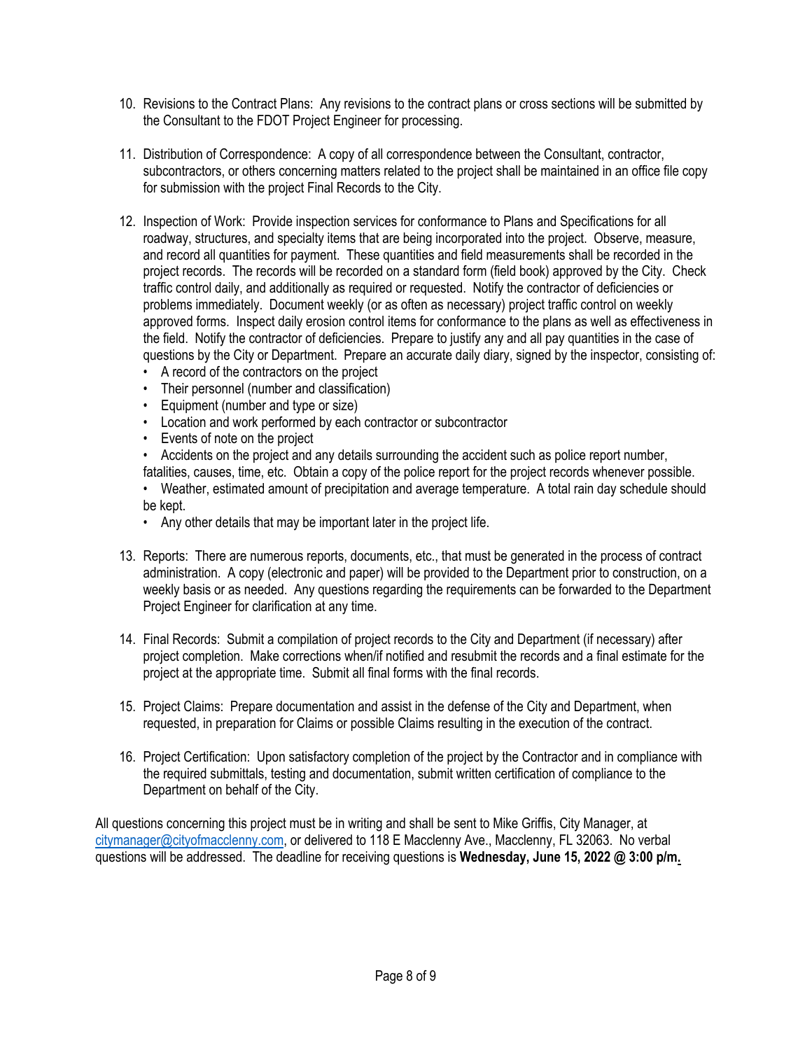10. Revisions to the Contract Plans: Any revisions to the contract plans or cross sections will be submitted by the Consultant to the FDOT Project Engineer for processing.

11. Distribution of Correspondence: A copy of all correspondence between the Consultant, contractor, subcontractors, or others concerning matters related to the project shall be maintained in an office file copy for submission with the project Final Records to the City.

12. Inspection of Work: Provide inspection services for conformance to Plans and Specifications for all roadway, structures, and specialty items that are being incorporated into the project. Observe, measure, and record all quantities for payment. These quantities and field measurements shall be recorded in the project records. The records will be recorded on a standard form (field book) approved by the City. Check traffic control daily, and additionally as required or requested. Notify the contractor of deficiencies or problems immediately. Document weekly (or as often as necessary) project traffic control on weekly approved forms. Inspect daily erosion control items for conformance to the plans as well as effectiveness in the field. Notify the contractor of deficiencies. Prepare to justify any and all pay quantities in the case of questions by the City or Department. Prepare an accurate daily diary, signed by the inspector, consisting of:
    - A record of the contractors on the project
    - Their personnel (number and classification)
    - Equipment (number and type or size)
    - Location and work performed by each contractor or subcontractor
    - Events of note on the project
    - Accidents on the project and any details surrounding the accident such as police report number, fatalities, causes, time, etc. Obtain a copy of the police report for the project records whenever possible.
    - Weather, estimated amount of precipitation and average temperature. A total rain day schedule should be kept.
    - Any other details that may be important later in the project life.

13. Reports: There are numerous reports, documents, etc., that must be generated in the process of contract administration. A copy (electronic and paper) will be provided to the Department prior to construction, on a weekly basis or as needed. Any questions regarding the requirements can be forwarded to the Department Project Engineer for clarification at any time.

14. Final Records: Submit a compilation of project records to the City and Department (if necessary) after project completion. Make corrections when/if notified and resubmit the records and a final estimate for the project at the appropriate time. Submit all final forms with the final records.

15. Project Claims: Prepare documentation and assist in the defense of the City and Department, when requested, in preparation for Claims or possible Claims resulting in the execution of the contract.

16. Project Certification: Upon satisfactory completion of the project by the Contractor and in compliance with the required submittals, testing and documentation, submit written certification of compliance to the Department on behalf of the City.

All questions concerning this project must be in writing and shall be sent to Mike Griffis, City Manager, at citymanager@cityofmacclenny.com, or delivered to 118 E Macclenny Ave., Macclenny, FL 32063. No verbal questions will be addressed. The deadline for receiving questions is **Wednesday, June 15, 2022 @ 3:00 p/m.**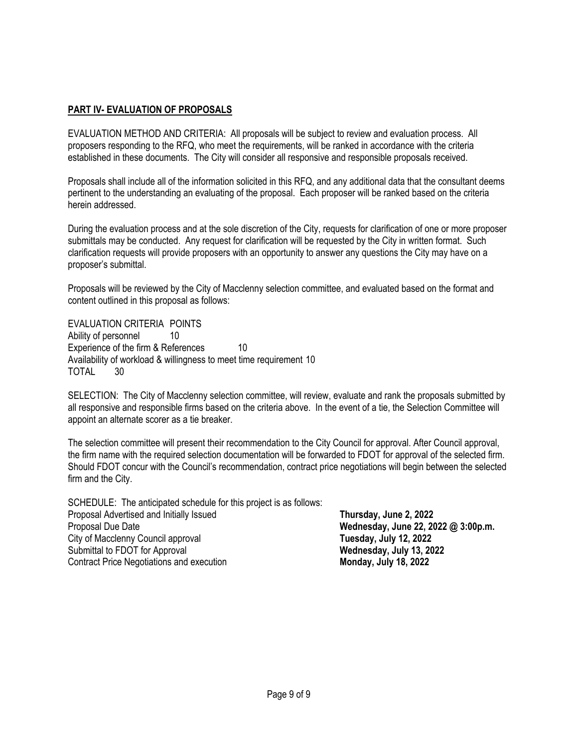## PART IV- EVALUATION OF PROPOSALS

EVALUATION METHOD AND CRITERIA: All proposals will be subject to review and evaluation process. All proposers responding to the RFQ, who meet the requirements, will be ranked in accordance with the criteria established in these documents. The City will consider all responsive and responsible proposals received.

Proposals shall include all of the information solicited in this RFQ, and any additional data that the consultant deems pertinent to the understanding an evaluating of the proposal. Each proposer will be ranked based on the criteria herein addressed.

During the evaluation process and at the sole discretion of the City, requests for clarification of one or more proposer submittals may be conducted. Any request for clarification will be requested by the City in written format. Such clarification requests will provide proposers with an opportunity to answer any questions the City may have on a proposer's submittal.

Proposals will be reviewed by the City of Macclenny selection committee, and evaluated based on the format and content outlined in this proposal as follows:

| EVALUATION CRITERIA | POINTS |
|---|---|
| Ability of personnel | 10 |
| Experience of the firm & References | 10 |
| Availability of workload & willingness to meet time requirement | 10 |
| TOTAL | 30 |

SELECTION: The City of Macclenny selection committee, will review, evaluate and rank the proposals submitted by all responsive and responsible firms based on the criteria above. In the event of a tie, the Selection Committee will appoint an alternate scorer as a tie breaker.

The selection committee will present their recommendation to the City Council for approval. After Council approval, the firm name with the required selection documentation will be forwarded to FDOT for approval of the selected firm. Should FDOT concur with the Council's recommendation, contract price negotiations will begin between the selected firm and the City.

SCHEDULE: The anticipated schedule for this project is as follows:

| | |
|---|---|
| Proposal Advertised and Initially Issued | **Thursday, June 2, 2022** |
| Proposal Due Date | **Wednesday, June 22, 2022 @ 3:00p.m.** |
| City of Macclenny Council approval | **Tuesday, July 12, 2022** |
| Submittal to FDOT for Approval | **Wednesday, July 13, 2022** |
| Contract Price Negotiations and execution | **Monday, July 18, 2022** |